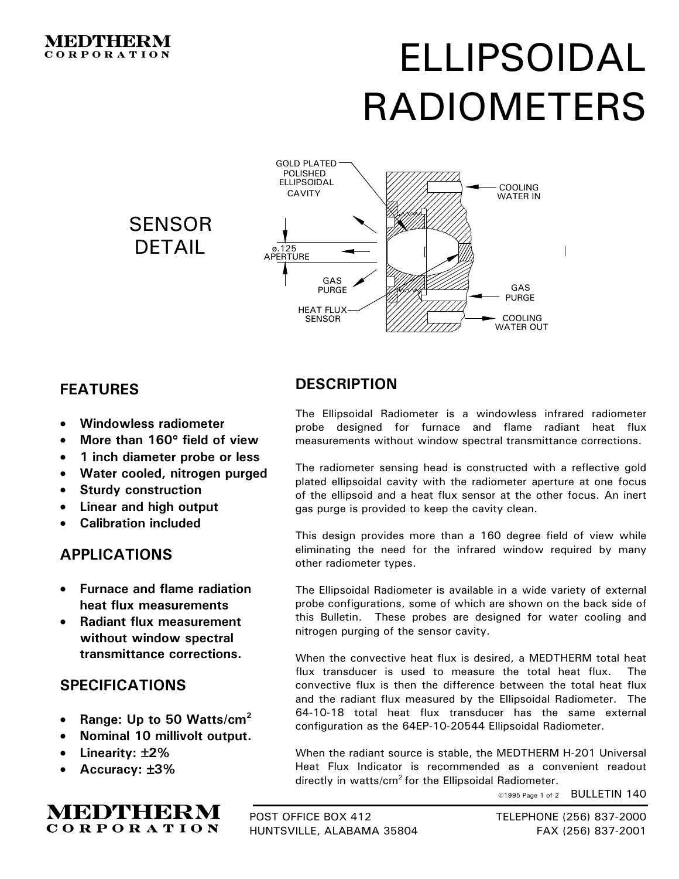MEDTHERM
CORPORATION

# ELLIPSOIDAL RADIOMETERS

## SENSOR DETAIL

GOLD PLATED POLISHED ELLIPSOIDAL CAVITY

COOLING WATER IN

ø.125 APERTURE

GAS PURGE

GAS PURGE

HEAT FLUX SENSOR

COOLING WATER OUT

## FEATURES

- **Windowless radiometer**
- **More than 160° field of view**
- **1 inch diameter probe or less**
- **Water cooled, nitrogen purged**
- **Sturdy construction**
- **Linear and high output**
- **Calibration included**

## APPLICATIONS

- **Furnace and flame radiation heat flux measurements**
- **Radiant flux measurement without window spectral transmittance corrections.**

## SPECIFICATIONS

- **Range: Up to 50 Watts/cm$^2$**
- **Nominal 10 millivolt output.**
- **Linearity: ±2%**
- **Accuracy: ±3%**

## DESCRIPTION

The Ellipsoidal Radiometer is a windowless infrared radiometer probe designed for furnace and flame radiant heat flux measurements without window spectral transmittance corrections.

The radiometer sensing head is constructed with a reflective gold plated ellipsoidal cavity with the radiometer aperture at one focus of the ellipsoid and a heat flux sensor at the other focus. An inert gas purge is provided to keep the cavity clean.

This design provides more than a 160 degree field of view while eliminating the need for the infrared window required by many other radiometer types.

The Ellipsoidal Radiometer is available in a wide variety of external probe configurations, some of which are shown on the back side of this Bulletin. These probes are designed for water cooling and nitrogen purging of the sensor cavity.

When the convective heat flux is desired, a MEDTHERM total heat flux transducer is used to measure the total heat flux. The convective flux is then the difference between the total heat flux and the radiant flux measured by the Ellipsoidal Radiometer. The 64-10-18 total heat flux transducer has the same external configuration as the 64EP-10-20544 Ellipsoidal Radiometer.

When the radiant source is stable, the MEDTHERM H-201 Universal Heat Flux Indicator is recommended as a convenient readout directly in watts/cm$^2$ for the Ellipsoidal Radiometer.

©1995 BULLETIN 140

MEDTHERM CORPORATION

POST OFFICE BOX 412
HUNTSVILLE, ALABAMA 35804

TELEPHONE (256) 837-2000
FAX (256) 837-2001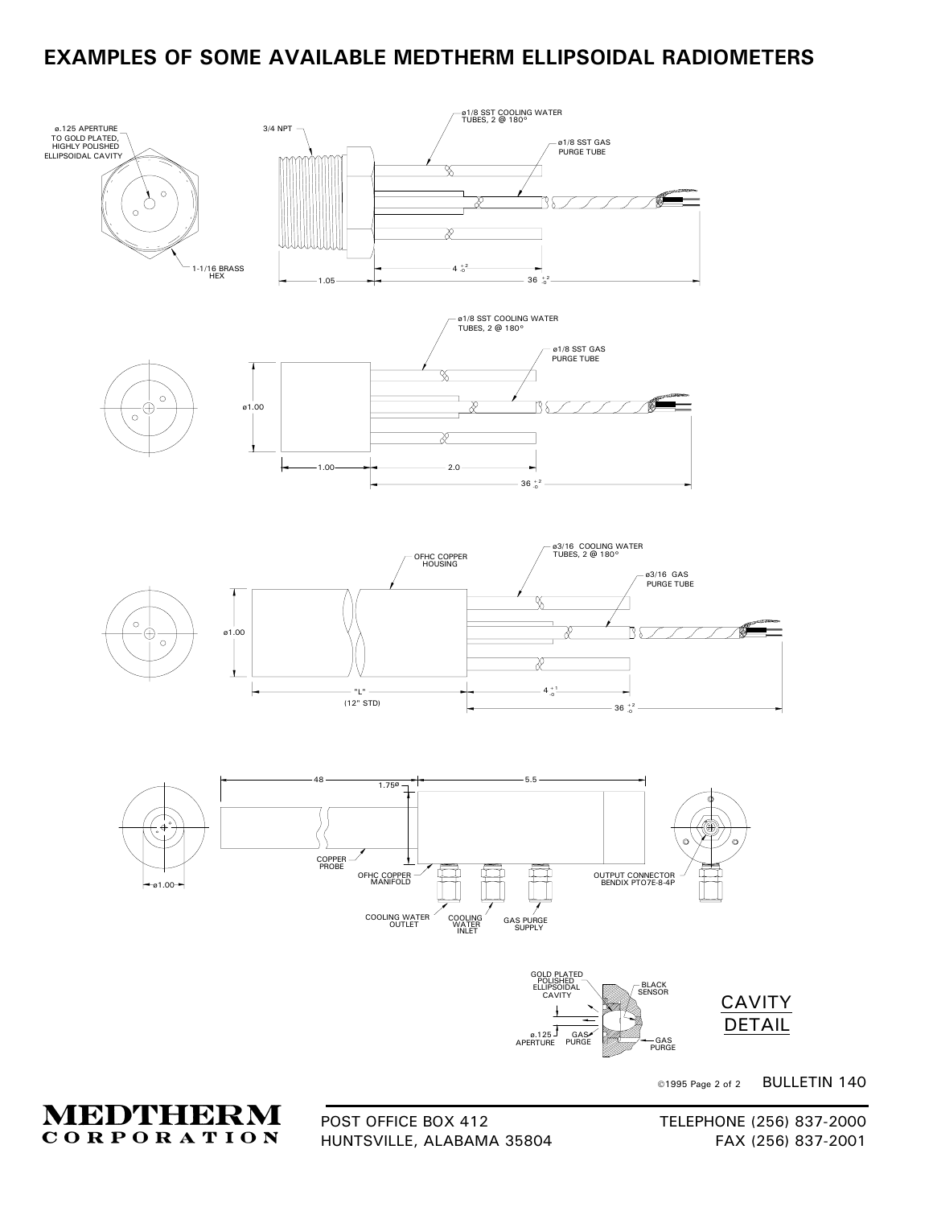# EXAMPLES OF SOME AVAILABLE MEDTHERM ELLIPSOIDAL RADIOMETERS

ø.125 APERTURE TO GOLD PLATED, HIGHLY POLISHED ELLIPSOIDAL CAVITY

3/4 NPT

ø1/8 SST COOLING WATER TUBES, 2 @ 180°

ø1/8 SST GAS PURGE TUBE

1-1/16 BRASS HEX

1.05

$4^{+2}_{-0}$

$36^{+2}_{-0}$

ø1/8 SST COOLING WATER TUBES, 2 @ 180°

ø1/8 SST GAS PURGE TUBE

ø1.00

1.00

2.0

$36^{+2}_{-0}$

OFHC COPPER HOUSING

ø3/16 COOLING WATER TUBES, 2 @ 180°

ø3/16 GAS PURGE TUBE

ø1.00

"L"
(12" STD)

$4^{+1}_{-0}$

$36^{+2}_{-0}$

48

1.75ø

5.5

ø1.00

COPPER PROBE

OFHC COPPER MANIFOLD

OUTPUT CONNECTOR BENDIX PTO7E-8-4P

COOLING WATER OUTLET

COOLING WATER INLET

GAS PURGE SUPPLY

GOLD PLATED POLISHED ELLIPSOIDAL CAVITY

BLACK SENSOR

ø.125 APERTURE

GAS PURGE

GAS PURGE

CAVITY DETAIL

©1995 BULLETIN 140

**MEDTHERM CORPORATION**

POST OFFICE BOX 412
HUNTSVILLE, ALABAMA 35804

TELEPHONE (256) 837-2000
FAX (256) 837-2001